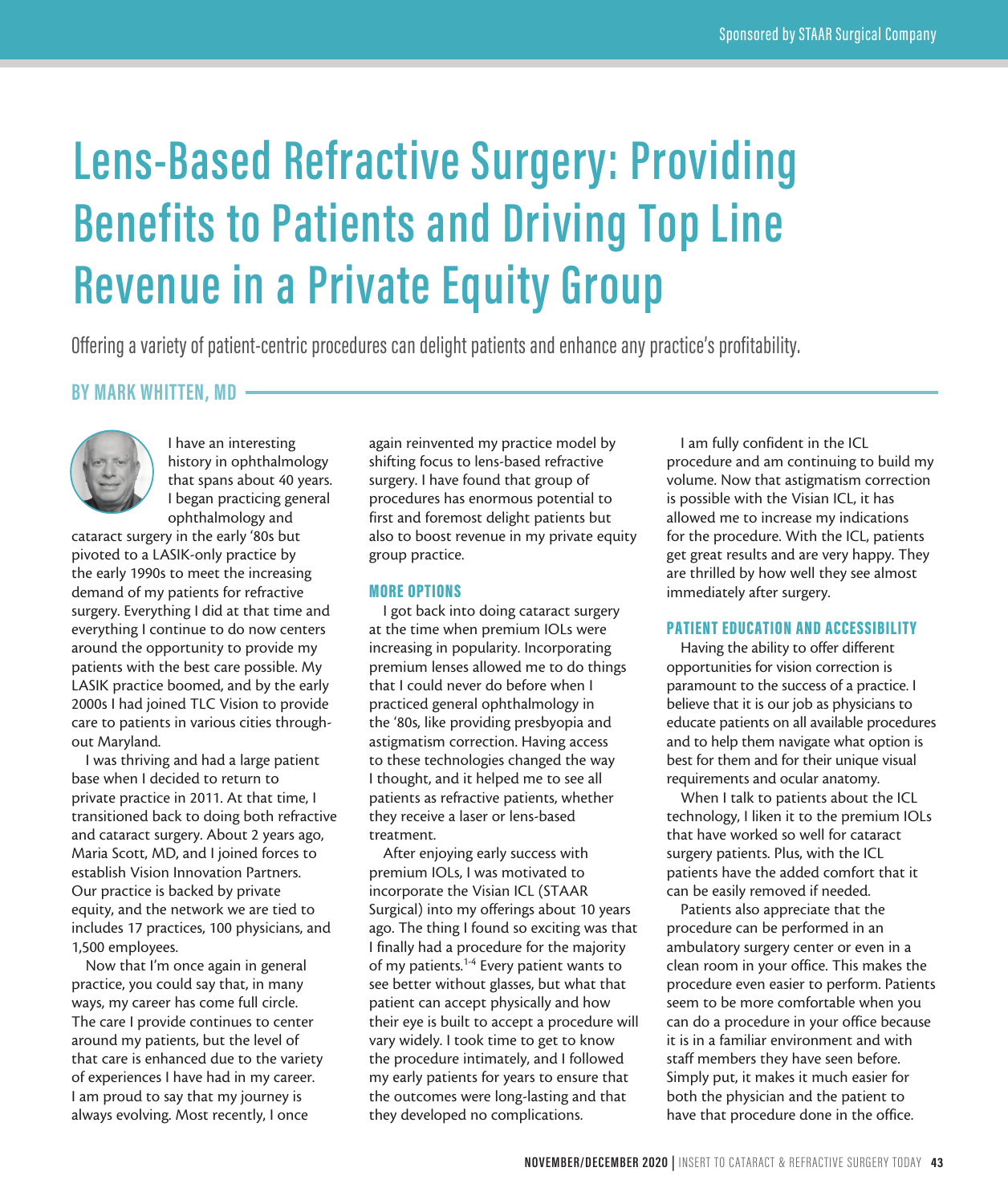# Lens-Based Refractive Surgery: Providing Benefits to Patients and Driving Top Line Revenue in a Private Equity Group

Offering a variety of patient-centric procedures can delight patients and enhance any practice's profitability.

**BY MARK WHITTEN, MD**

I have an interesting history in ophthalmology that spans about 40 years. I began practicing general ophthalmology and cataract surgery in the early '80s but pivoted to a LASIK-only practice by the early 1990s to meet the increasing demand of my patients for refractive surgery. Everything I did at that time and everything I continue to do now centers around the opportunity to provide my patients with the best care possible. My LASIK practice boomed, and by the early 2000s I had joined TLC Vision to provide care to patients in various cities throughout Maryland.

I was thriving and had a large patient base when I decided to return to private practice in 2011. At that time, I transitioned back to doing both refractive and cataract surgery. About 2 years ago, Maria Scott, MD, and I joined forces to establish Vision Innovation Partners. Our practice is backed by private equity, and the network we are tied to includes 17 practices, 100 physicians, and 1,500 employees.

Now that I'm once again in general practice, you could say that, in many ways, my career has come full circle. The care I provide continues to center around my patients, but the level of that care is enhanced due to the variety of experiences I have had in my career. I am proud to say that my journey is always evolving. Most recently, I once again reinvented my practice model by shifting focus to lens-based refractive surgery. I have found that group of procedures has enormous potential to first and foremost delight patients but also to boost revenue in my private equity group practice.

## MORE OPTIONS

I got back into doing cataract surgery at the time when premium IOLs were increasing in popularity. Incorporating premium lenses allowed me to do things that I could never do before when I practiced general ophthalmology in the '80s, like providing presbyopia and astigmatism correction. Having access to these technologies changed the way I thought, and it helped me to see all patients as refractive patients, whether they receive a laser or lens-based treatment.

After enjoying early success with premium IOLs, I was motivated to incorporate the Visian ICL (STAAR Surgical) into my offerings about 10 years ago. The thing I found so exciting was that I finally had a procedure for the majority of my patients.[1-4] Every patient wants to see better without glasses, but what that patient can accept physically and how their eye is built to accept a procedure will vary widely. I took time to get to know the procedure intimately, and I followed my early patients for years to ensure that the outcomes were long-lasting and that they developed no complications.

I am fully confident in the ICL procedure and am continuing to build my volume. Now that astigmatism correction is possible with the Visian ICL, it has allowed me to increase my indications for the procedure. With the ICL, patients get great results and are very happy. They are thrilled by how well they see almost immediately after surgery.

## PATIENT EDUCATION AND ACCESSIBILITY

Having the ability to offer different opportunities for vision correction is paramount to the success of a practice. I believe that it is our job as physicians to educate patients on all available procedures and to help them navigate what option is best for them and for their unique visual requirements and ocular anatomy.

When I talk to patients about the ICL technology, I liken it to the premium IOLs that have worked so well for cataract surgery patients. Plus, with the ICL patients have the added comfort that it can be easily removed if needed.

Patients also appreciate that the procedure can be performed in an ambulatory surgery center or even in a clean room in your office. This makes the procedure even easier to perform. Patients seem to be more comfortable when you can do a procedure in your office because it is in a familiar environment and with staff members they have seen before. Simply put, it makes it much easier for both the physician and the patient to have that procedure done in the office.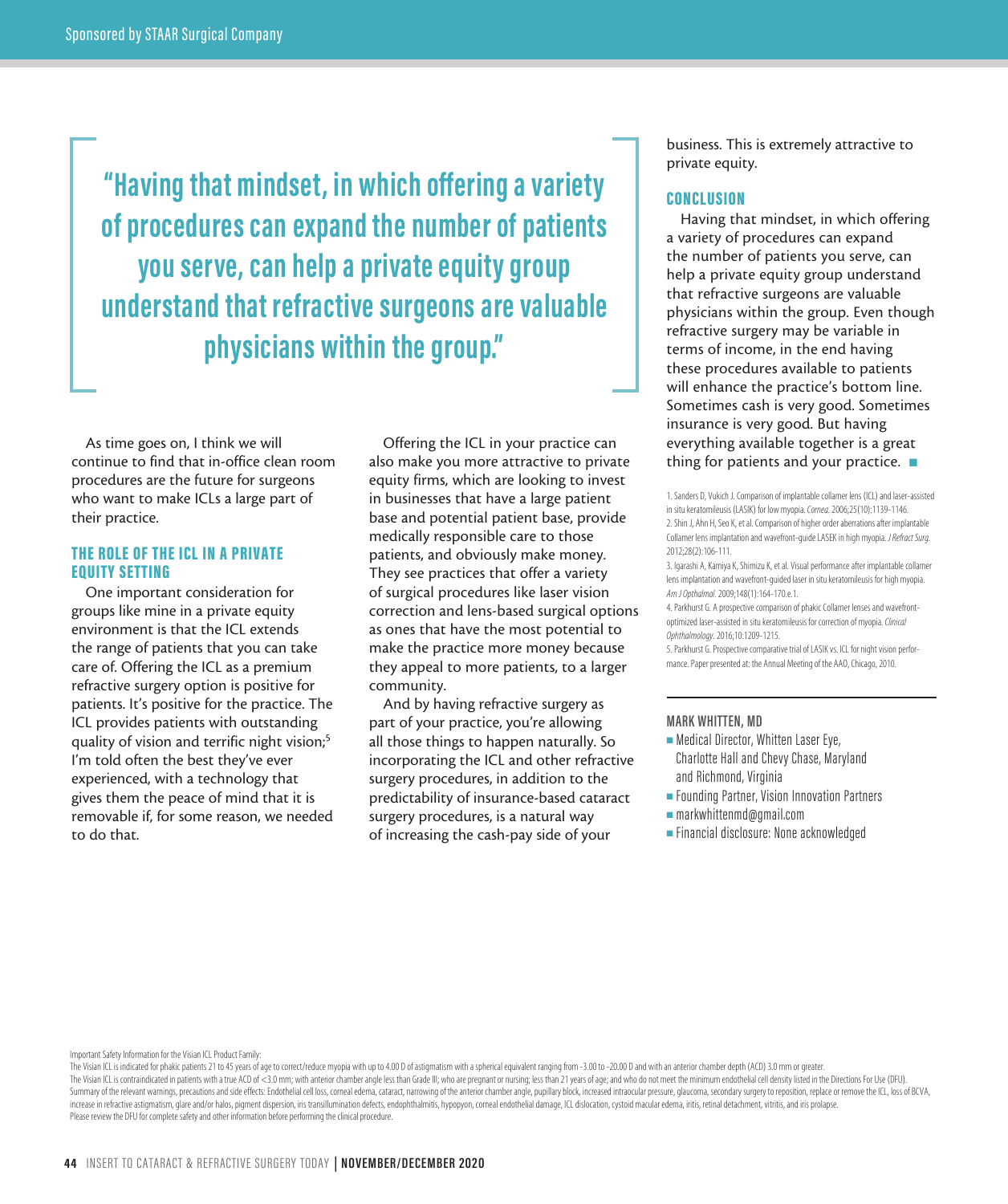> **"Having that mindset, in which offering a variety of procedures can expand the number of patients you serve, can help a private equity group understand that refractive surgeons are valuable physicians within the group."**

As time goes on, I think we will continue to find that in-office clean room procedures are the future for surgeons who want to make ICLs a large part of their practice.

## THE ROLE OF THE ICL IN A PRIVATE EQUITY SETTING

One important consideration for groups like mine in a private equity environment is that the ICL extends the range of patients that you can take care of. Offering the ICL as a premium refractive surgery option is positive for patients. It's positive for the practice. The ICL provides patients with outstanding quality of vision and terrific night vision;[5] I'm told often the best they've ever experienced, with a technology that gives them the peace of mind that it is removable if, for some reason, we needed to do that.

Offering the ICL in your practice can also make you more attractive to private equity firms, which are looking to invest in businesses that have a large patient base and potential patient base, provide medically responsible care to those patients, and obviously make money. They see practices that offer a variety of surgical procedures like laser vision correction and lens-based surgical options as ones that have the most potential to make the practice more money because they appeal to more patients, to a larger community.

And by having refractive surgery as part of your practice, you're allowing all those things to happen naturally. So incorporating the ICL and other refractive surgery procedures, in addition to the predictability of insurance-based cataract surgery procedures, is a natural way of increasing the cash-pay side of your business. This is extremely attractive to private equity.

## CONCLUSION

Having that mindset, in which offering a variety of procedures can expand the number of patients you serve, can help a private equity group understand that refractive surgeons are valuable physicians within the group. Even though refractive surgery may be variable in terms of income, in the end having these procedures available to patients will enhance the practice's bottom line. Sometimes cash is very good. Sometimes insurance is very good. But having everything available together is a great thing for patients and your practice. ■

1. Sanders D, Vukich J. Comparison of implantable collamer lens (ICL) and laser-assisted in situ keratomileusis (LASIK) for low myopia. *Cornea*. 2006;25(10):1139-1146.
2. Shin J, Ahn H, Seo K, et al. Comparison of higher order aberrations after implantable Collamer lens implantation and wavefront-guide LASEK in high myopia. *J Refract Surg*. 2012;28(2):106-111.
3. Igarashi A, Kamiya K, Shimizu K, et al. Visual performance after implantable collamer lens implantation and wavefront-guided laser in situ keratomileusis for high myopia. *Am J Opthalmol*. 2009;148(1):164-170.e.1.
4. Parkhurst G. A prospective comparison of phakic Collamer lenses and wavefront-optimized laser-assisted in situ keratomileusis for correction of myopia. *Clinical Ophthalmology*. 2016;10:1209-1215.
5. Parkhurst G. Prospective comparative trial of LASIK vs. ICL for night vision performance. Paper presented at: the Annual Meeting of the AAO, Chicago, 2010.

**MARK WHITTEN, MD**

- Medical Director, Whitten Laser Eye, Charlotte Hall and Chevy Chase, Maryland and Richmond, Virginia
- Founding Partner, Vision Innovation Partners
- markwhittenmd@gmail.com
- Financial disclosure: None acknowledged

Important Safety Information for the Visian ICL Product Family:
The Visian ICL is indicated for phakic patients 21 to 45 years of age to correct/reduce myopia with up to 4.00 D of astigmatism with a spherical equivalent ranging from -3.00 to -20.00 D and with an anterior chamber depth (ACD) 3.0 mm or greater.
The Visian ICL is contraindicated in patients with a true ACD of <3.0 mm; with anterior chamber angle less than Grade III; who are pregnant or nursing; less than 21 years of age; and who do not meet the minimum endothelial cell density listed in the Directions For Use (DFU).
Summary of the relevant warnings, precautions and side effects: Endothelial cell loss, corneal edema, cataract, narrowing of the anterior chamber angle, pupillary block, increased intraocular pressure, glaucoma, secondary surgery to reposition, replace or remove the ICL, loss of BCVA, increase in refractive astigmatism, glare and/or halos, pigment dispersion, iris transillumination defects, endophthalmitis, hypopyon, corneal endothelial damage, ICL dislocation, cystoid macular edema, iritis, retinal detachment, vitritis, and iris prolapse.
Please review the DFU for complete safety and other information before performing the clinical procedure.